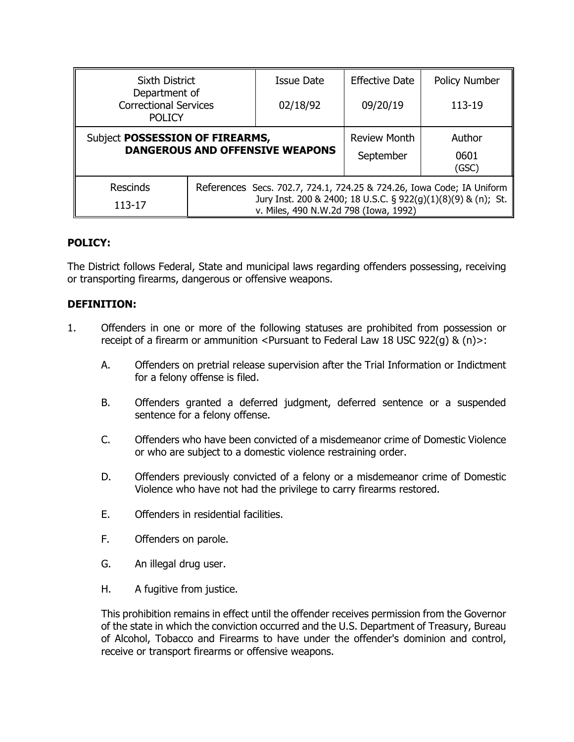| Sixth District Department of Correctional Services POLICY | | Issue Date 02/18/92 | Effective Date 09/20/19 | Policy Number 113-19 |
|---|---|---|---|---|
| Subject **POSSESSION OF FIREARMS, DANGEROUS AND OFFENSIVE WEAPONS** | | | Review Month September | Author 0601 (GSC) |
| Rescinds 113-17 | References Secs. 702.7, 724.1, 724.25 & 724.26, Iowa Code; IA Uniform Jury Inst. 200 & 2400; 18 U.S.C. § 922(g)(1)(8)(9) & (n); St. v. Miles, 490 N.W.2d 798 (Iowa, 1992) | | | |

## POLICY:

The District follows Federal, State and municipal laws regarding offenders possessing, receiving or transporting firearms, dangerous or offensive weapons.

## DEFINITION:

1. Offenders in one or more of the following statuses are prohibited from possession or receipt of a firearm or ammunition <Pursuant to Federal Law 18 USC 922(g) & (n)>:

   A. Offenders on pretrial release supervision after the Trial Information or Indictment for a felony offense is filed.

   B. Offenders granted a deferred judgment, deferred sentence or a suspended sentence for a felony offense.

   C. Offenders who have been convicted of a misdemeanor crime of Domestic Violence or who are subject to a domestic violence restraining order.

   D. Offenders previously convicted of a felony or a misdemeanor crime of Domestic Violence who have not had the privilege to carry firearms restored.

   E. Offenders in residential facilities.

   F. Offenders on parole.

   G. An illegal drug user.

   H. A fugitive from justice.

   This prohibition remains in effect until the offender receives permission from the Governor of the state in which the conviction occurred and the U.S. Department of Treasury, Bureau of Alcohol, Tobacco and Firearms to have under the offender's dominion and control, receive or transport firearms or offensive weapons.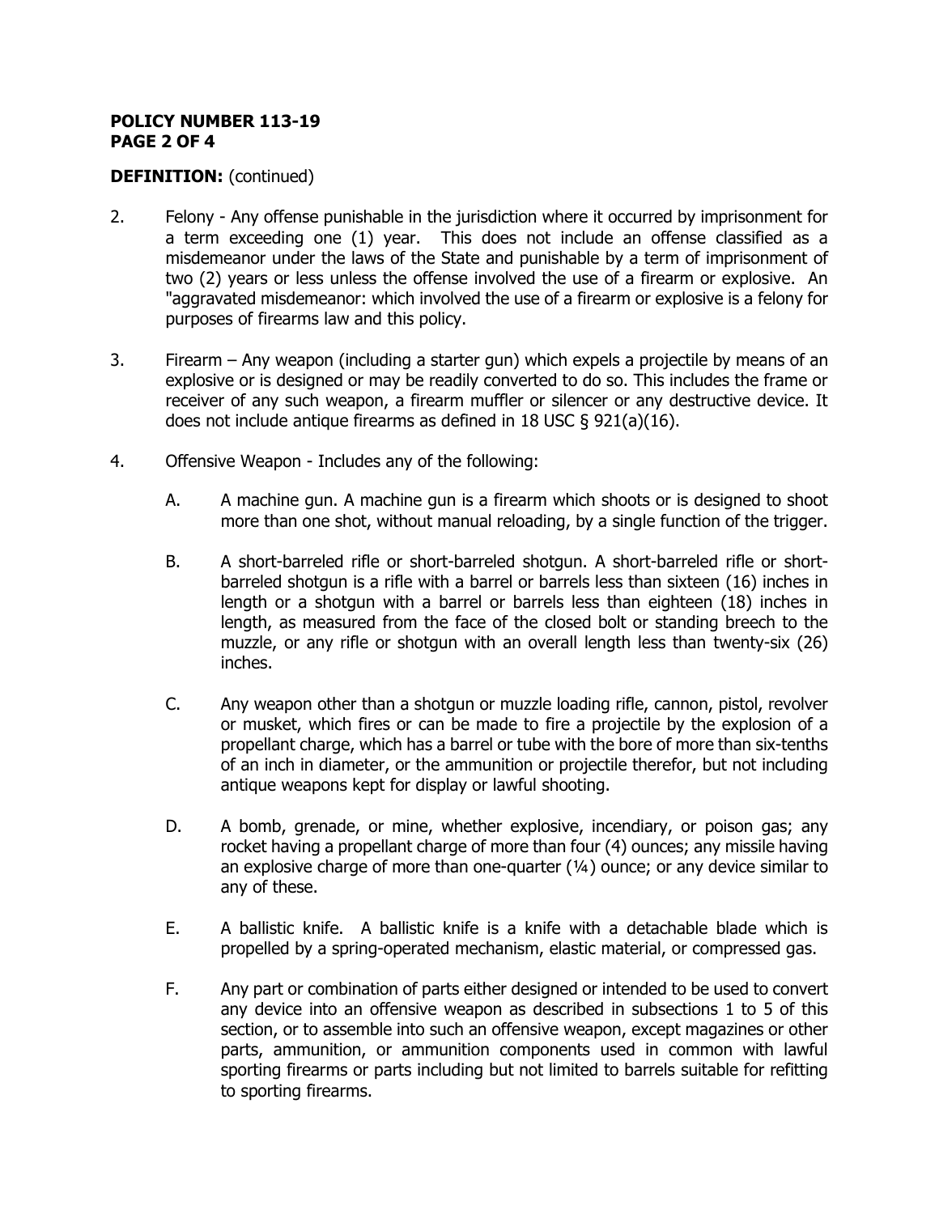**POLICY NUMBER 113-19**

**DEFINITION:** (continued)

2. Felony - Any offense punishable in the jurisdiction where it occurred by imprisonment for a term exceeding one (1) year. This does not include an offense classified as a misdemeanor under the laws of the State and punishable by a term of imprisonment of two (2) years or less unless the offense involved the use of a firearm or explosive. An "aggravated misdemeanor: which involved the use of a firearm or explosive is a felony for purposes of firearms law and this policy.

3. Firearm – Any weapon (including a starter gun) which expels a projectile by means of an explosive or is designed or may be readily converted to do so. This includes the frame or receiver of any such weapon, a firearm muffler or silencer or any destructive device. It does not include antique firearms as defined in 18 USC § 921(a)(16).

4. Offensive Weapon - Includes any of the following:

   A. A machine gun. A machine gun is a firearm which shoots or is designed to shoot more than one shot, without manual reloading, by a single function of the trigger.

   B. A short-barreled rifle or short-barreled shotgun. A short-barreled rifle or short-barreled shotgun is a rifle with a barrel or barrels less than sixteen (16) inches in length or a shotgun with a barrel or barrels less than eighteen (18) inches in length, as measured from the face of the closed bolt or standing breech to the muzzle, or any rifle or shotgun with an overall length less than twenty-six (26) inches.

   C. Any weapon other than a shotgun or muzzle loading rifle, cannon, pistol, revolver or musket, which fires or can be made to fire a projectile by the explosion of a propellant charge, which has a barrel or tube with the bore of more than six-tenths of an inch in diameter, or the ammunition or projectile therefor, but not including antique weapons kept for display or lawful shooting.

   D. A bomb, grenade, or mine, whether explosive, incendiary, or poison gas; any rocket having a propellant charge of more than four (4) ounces; any missile having an explosive charge of more than one-quarter (¼) ounce; or any device similar to any of these.

   E. A ballistic knife. A ballistic knife is a knife with a detachable blade which is propelled by a spring-operated mechanism, elastic material, or compressed gas.

   F. Any part or combination of parts either designed or intended to be used to convert any device into an offensive weapon as described in subsections 1 to 5 of this section, or to assemble into such an offensive weapon, except magazines or other parts, ammunition, or ammunition components used in common with lawful sporting firearms or parts including but not limited to barrels suitable for refitting to sporting firearms.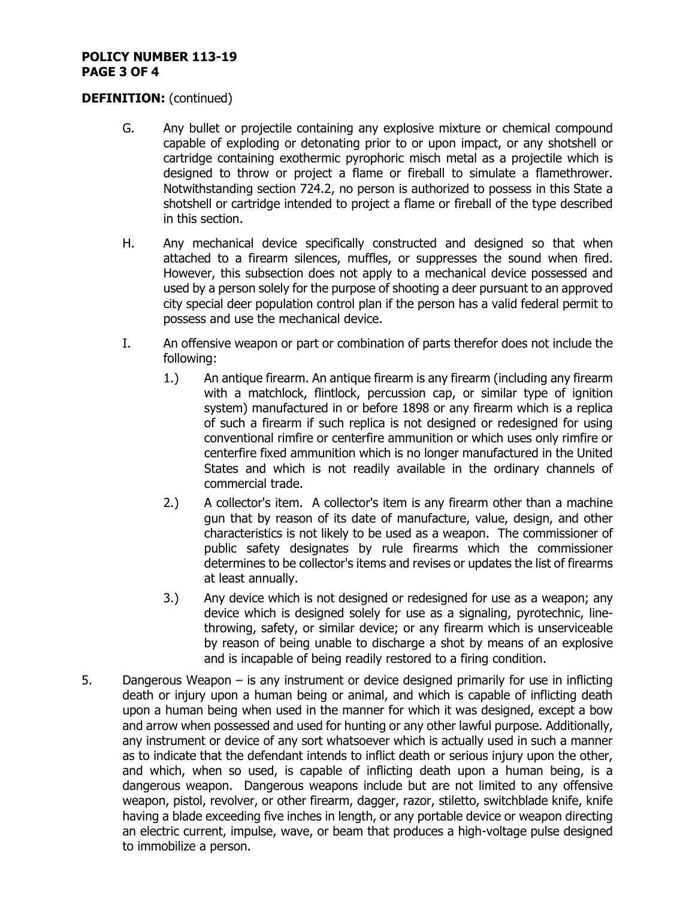**DEFINITION:** (continued)

G. Any bullet or projectile containing any explosive mixture or chemical compound capable of exploding or detonating prior to or upon impact, or any shotshell or cartridge containing exothermic pyrophoric misch metal as a projectile which is designed to throw or project a flame or fireball to simulate a flamethrower. Notwithstanding section 724.2, no person is authorized to possess in this State a shotshell or cartridge intended to project a flame or fireball of the type described in this section.

H. Any mechanical device specifically constructed and designed so that when attached to a firearm silences, muffles, or suppresses the sound when fired. However, this subsection does not apply to a mechanical device possessed and used by a person solely for the purpose of shooting a deer pursuant to an approved city special deer population control plan if the person has a valid federal permit to possess and use the mechanical device.

I. An offensive weapon or part or combination of parts therefor does not include the following:

   1.) An antique firearm. An antique firearm is any firearm (including any firearm with a matchlock, flintlock, percussion cap, or similar type of ignition system) manufactured in or before 1898 or any firearm which is a replica of such a firearm if such replica is not designed or redesigned for using conventional rimfire or centerfire ammunition or which uses only rimfire or centerfire fixed ammunition which is no longer manufactured in the United States and which is not readily available in the ordinary channels of commercial trade.

   2.) A collector's item. A collector's item is any firearm other than a machine gun that by reason of its date of manufacture, value, design, and other characteristics is not likely to be used as a weapon. The commissioner of public safety designates by rule firearms which the commissioner determines to be collector's items and revises or updates the list of firearms at least annually.

   3.) Any device which is not designed or redesigned for use as a weapon; any device which is designed solely for use as a signaling, pyrotechnic, line-throwing, safety, or similar device; or any firearm which is unserviceable by reason of being unable to discharge a shot by means of an explosive and is incapable of being readily restored to a firing condition.

5. Dangerous Weapon – is any instrument or device designed primarily for use in inflicting death or injury upon a human being or animal, and which is capable of inflicting death upon a human being when used in the manner for which it was designed, except a bow and arrow when possessed and used for hunting or any other lawful purpose. Additionally, any instrument or device of any sort whatsoever which is actually used in such a manner as to indicate that the defendant intends to inflict death or serious injury upon the other, and which, when so used, is capable of inflicting death upon a human being, is a dangerous weapon. Dangerous weapons include but are not limited to any offensive weapon, pistol, revolver, or other firearm, dagger, razor, stiletto, switchblade knife, knife having a blade exceeding five inches in length, or any portable device or weapon directing an electric current, impulse, wave, or beam that produces a high-voltage pulse designed to immobilize a person.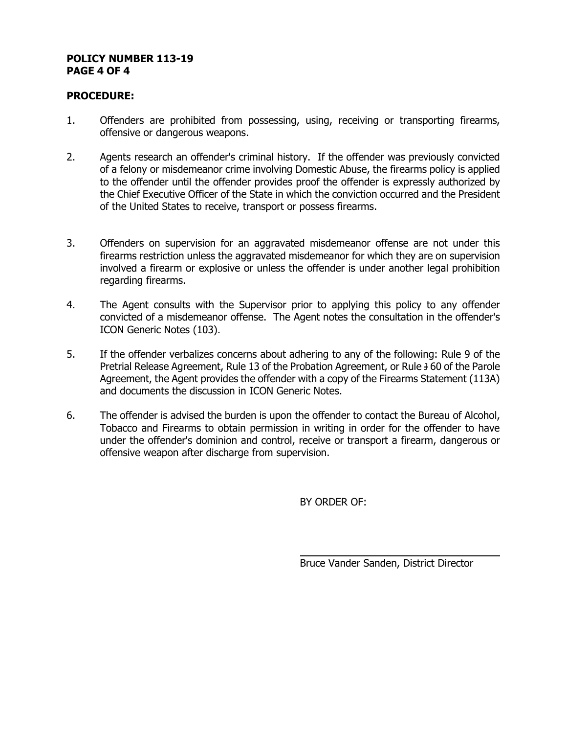**POLICY NUMBER 113-19**

**PROCEDURE:**

1. Offenders are prohibited from possessing, using, receiving or transporting firearms, offensive or dangerous weapons.

2. Agents research an offender's criminal history. If the offender was previously convicted of a felony or misdemeanor crime involving Domestic Abuse, the firearms policy is applied to the offender until the offender provides proof the offender is expressly authorized by the Chief Executive Officer of the State in which the conviction occurred and the President of the United States to receive, transport or possess firearms.

3. Offenders on supervision for an aggravated misdemeanor offense are not under this firearms restriction unless the aggravated misdemeanor for which they are on supervision involved a firearm or explosive or unless the offender is under another legal prohibition regarding firearms.

4. The Agent consults with the Supervisor prior to applying this policy to any offender convicted of a misdemeanor offense. The Agent notes the consultation in the offender's ICON Generic Notes (103).

5. If the offender verbalizes concerns about adhering to any of the following: Rule 9 of the Pretrial Release Agreement, Rule 13 of the Probation Agreement, or Rule J 60 of the Parole Agreement, the Agent provides the offender with a copy of the Firearms Statement (113A) and documents the discussion in ICON Generic Notes.

6. The offender is advised the burden is upon the offender to contact the Bureau of Alcohol, Tobacco and Firearms to obtain permission in writing in order for the offender to have under the offender's dominion and control, receive or transport a firearm, dangerous or offensive weapon after discharge from supervision.

BY ORDER OF:

Bruce Vander Sanden, District Director